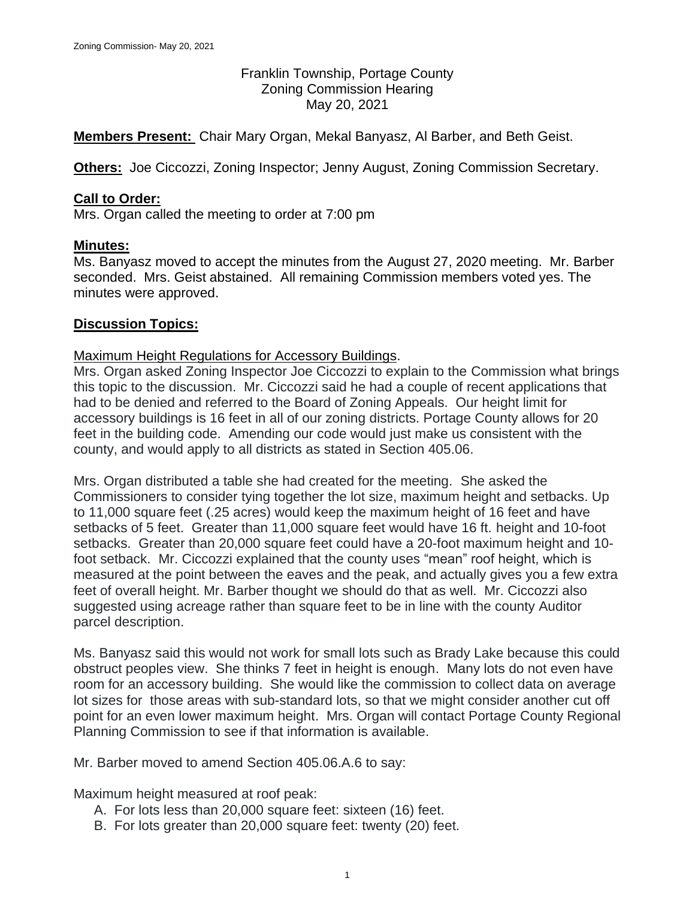Franklin Township, Portage County
Zoning Commission Hearing
May 20, 2021

**Members Present:** Chair Mary Organ, Mekal Banyasz, Al Barber, and Beth Geist.

**Others:** Joe Ciccozzi, Zoning Inspector; Jenny August, Zoning Commission Secretary.

**Call to Order:**
Mrs. Organ called the meeting to order at 7:00 pm

**Minutes:**
Ms. Banyasz moved to accept the minutes from the August 27, 2020 meeting. Mr. Barber seconded. Mrs. Geist abstained. All remaining Commission members voted yes. The minutes were approved.

**Discussion Topics:**

Maximum Height Regulations for Accessory Buildings.
Mrs. Organ asked Zoning Inspector Joe Ciccozzi to explain to the Commission what brings this topic to the discussion. Mr. Ciccozzi said he had a couple of recent applications that had to be denied and referred to the Board of Zoning Appeals. Our height limit for accessory buildings is 16 feet in all of our zoning districts. Portage County allows for 20 feet in the building code. Amending our code would just make us consistent with the county, and would apply to all districts as stated in Section 405.06.

Mrs. Organ distributed a table she had created for the meeting. She asked the Commissioners to consider tying together the lot size, maximum height and setbacks. Up to 11,000 square feet (.25 acres) would keep the maximum height of 16 feet and have setbacks of 5 feet. Greater than 11,000 square feet would have 16 ft. height and 10-foot setbacks. Greater than 20,000 square feet could have a 20-foot maximum height and 10-foot setback. Mr. Ciccozzi explained that the county uses "mean" roof height, which is measured at the point between the eaves and the peak, and actually gives you a few extra feet of overall height. Mr. Barber thought we should do that as well. Mr. Ciccozzi also suggested using acreage rather than square feet to be in line with the county Auditor parcel description.

Ms. Banyasz said this would not work for small lots such as Brady Lake because this could obstruct peoples view. She thinks 7 feet in height is enough. Many lots do not even have room for an accessory building. She would like the commission to collect data on average lot sizes for those areas with sub-standard lots, so that we might consider another cut off point for an even lower maximum height. Mrs. Organ will contact Portage County Regional Planning Commission to see if that information is available.

Mr. Barber moved to amend Section 405.06.A.6 to say:

Maximum height measured at roof peak:

A. For lots less than 20,000 square feet: sixteen (16) feet.
B. For lots greater than 20,000 square feet: twenty (20) feet.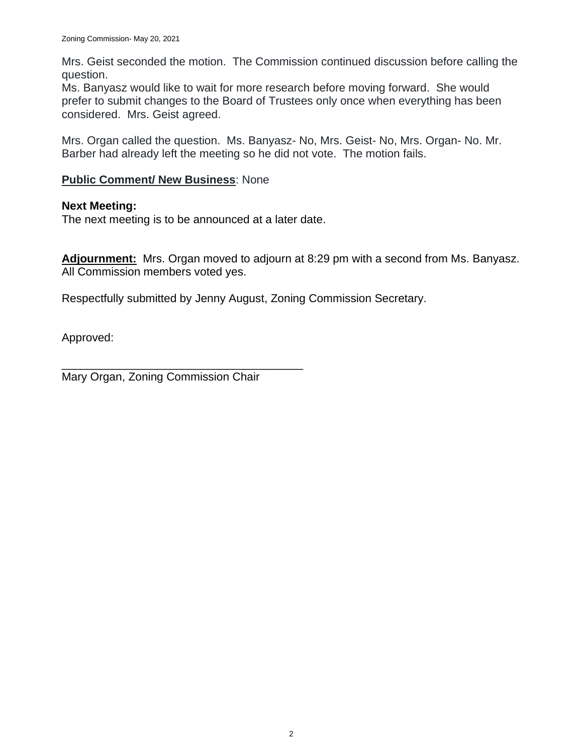Mrs. Geist seconded the motion. The Commission continued discussion before calling the question.
Ms. Banyasz would like to wait for more research before moving forward. She would prefer to submit changes to the Board of Trustees only once when everything has been considered. Mrs. Geist agreed.

Mrs. Organ called the question. Ms. Banyasz- No, Mrs. Geist- No, Mrs. Organ- No. Mr. Barber had already left the meeting so he did not vote. The motion fails.

**Public Comment/ New Business**: None

**Next Meeting:**
The next meeting is to be announced at a later date.

**Adjournment:** Mrs. Organ moved to adjourn at 8:29 pm with a second from Ms. Banyasz. All Commission members voted yes.

Respectfully submitted by Jenny August, Zoning Commission Secretary.

Approved:

_______________________________________
Mary Organ, Zoning Commission Chair